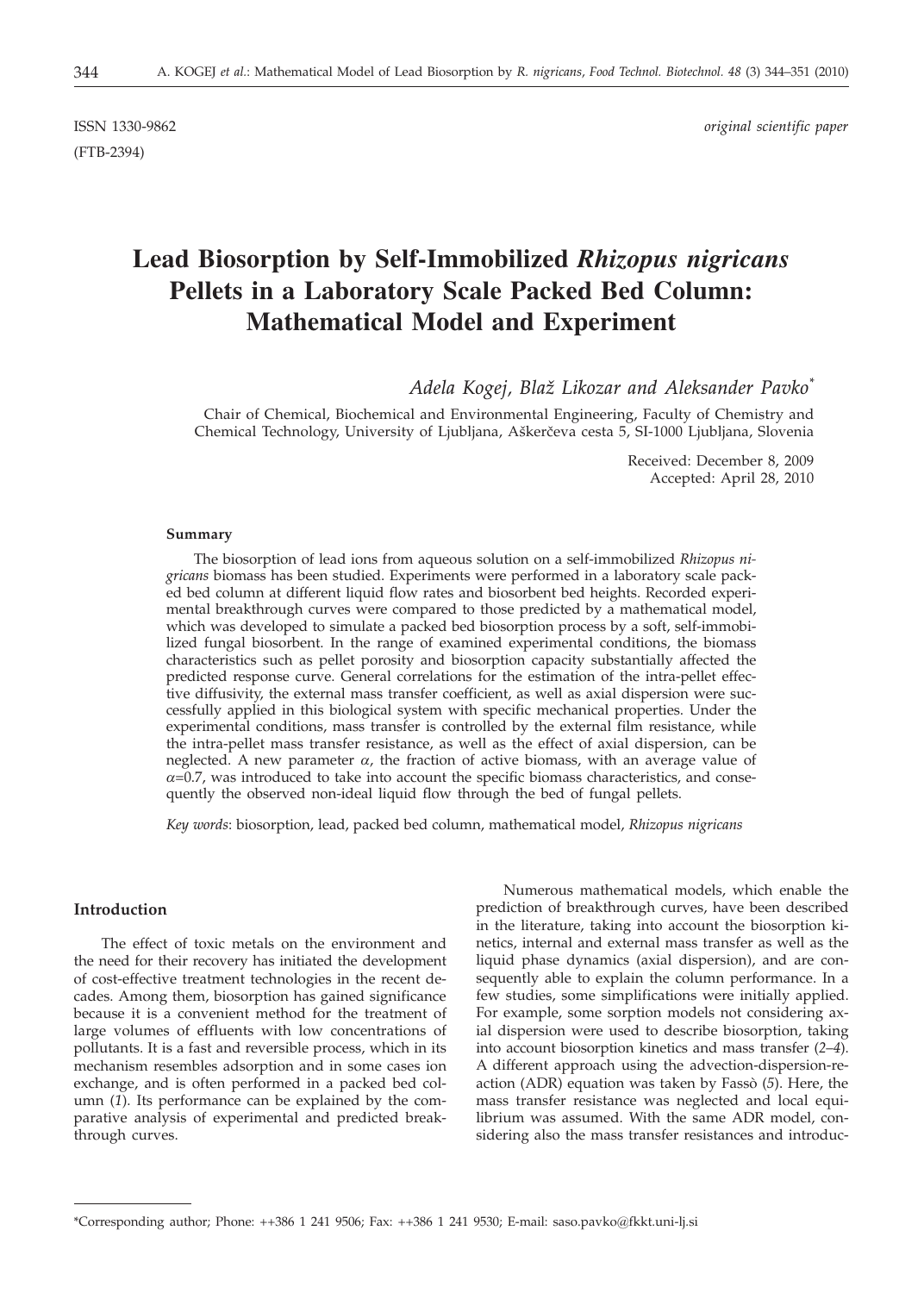ISSN 1330-9862 *original scientific paper*

(FTB-2394)

# Lead Biosorption by Self-Immobilized *Rhizopus nigricans* Pellets in a Laboratory Scale Packed Bed Column: Mathematical Model and Experiment

*Adela Kogej, Blaž Likozar and Aleksander Pavko**

Chair of Chemical, Biochemical and Environmental Engineering, Faculty of Chemistry and Chemical Technology, University of Ljubljana, Aškerčeva cesta 5, SI-1000 Ljubljana, Slovenia

Received: December 8, 2009
Accepted: April 28, 2010

#### Summary

The biosorption of lead ions from aqueous solution on a self-immobilized *Rhizopus nigricans* biomass has been studied. Experiments were performed in a laboratory scale packed bed column at different liquid flow rates and biosorbent bed heights. Recorded experimental breakthrough curves were compared to those predicted by a mathematical model, which was developed to simulate a packed bed biosorption process by a soft, self-immobilized fungal biosorbent. In the range of examined experimental conditions, the biomass characteristics such as pellet porosity and biosorption capacity substantially affected the predicted response curve. General correlations for the estimation of the intra-pellet effective diffusivity, the external mass transfer coefficient, as well as axial dispersion were successfully applied in this biological system with specific mechanical properties. Under the experimental conditions, mass transfer is controlled by the external film resistance, while the intra-pellet mass transfer resistance, as well as the effect of axial dispersion, can be neglected. A new parameter $\alpha$, the fraction of active biomass, with an average value of $\alpha$=0.7, was introduced to take into account the specific biomass characteristics, and consequently the observed non-ideal liquid flow through the bed of fungal pellets.

*Key words*: biosorption, lead, packed bed column, mathematical model, *Rhizopus nigricans*

## Introduction

The effect of toxic metals on the environment and the need for their recovery has initiated the development of cost-effective treatment technologies in the recent decades. Among them, biosorption has gained significance because it is a convenient method for the treatment of large volumes of effluents with low concentrations of pollutants. It is a fast and reversible process, which in its mechanism resembles adsorption and in some cases ion exchange, and is often performed in a packed bed column (*1*). Its performance can be explained by the comparative analysis of experimental and predicted breakthrough curves.

Numerous mathematical models, which enable the prediction of breakthrough curves, have been described in the literature, taking into account the biosorption kinetics, internal and external mass transfer as well as the liquid phase dynamics (axial dispersion), and are consequently able to explain the column performance. In a few studies, some simplifications were initially applied. For example, some sorption models not considering axial dispersion were used to describe biosorption, taking into account biosorption kinetics and mass transfer (*2–4*). A different approach using the advection-dispersion-reaction (ADR) equation was taken by Fassò (*5*). Here, the mass transfer resistance was neglected and local equilibrium was assumed. With the same ADR model, considering also the mass transfer resistances and introduc-

---

*Corresponding author; Phone: ++386 1 241 9506; Fax: ++386 1 241 9530; E-mail: saso.pavko@fkkt.uni-lj.si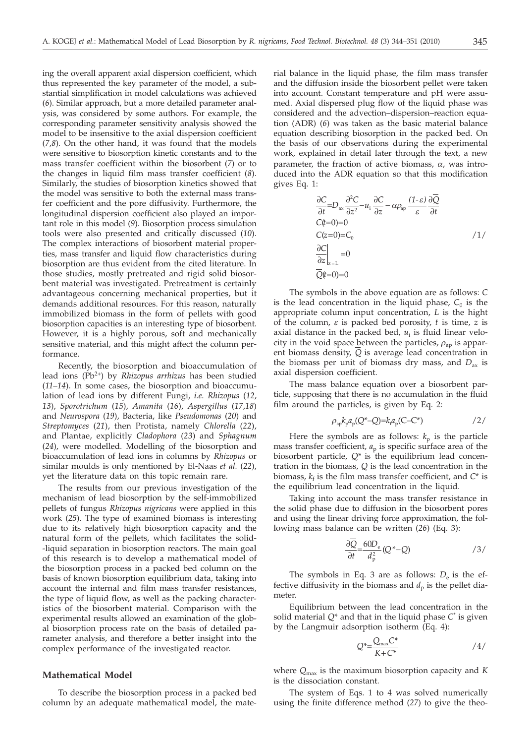ing the overall apparent axial dispersion coefficient, which thus represented the key parameter of the model, a substantial simplification in model calculations was achieved (*6*). Similar approach, but a more detailed parameter analysis, was considered by some authors. For example, the corresponding parameter sensitivity analysis showed the model to be insensitive to the axial dispersion coefficient (*7*,*8*). On the other hand, it was found that the models were sensitive to biosorption kinetic constants and to the mass transfer coefficient within the biosorbent (*7*) or to the changes in liquid film mass transfer coefficient (*8*). Similarly, the studies of biosorption kinetics showed that the model was sensitive to both the external mass transfer coefficient and the pore diffusivity. Furthermore, the longitudinal dispersion coefficient also played an important role in this model (*9*). Biosorption process simulation tools were also presented and critically discussed (*10*). The complex interactions of biosorbent material properties, mass transfer and liquid flow characteristics during biosorption are thus evident from the cited literature. In those studies, mostly pretreated and rigid solid biosorbent material was investigated. Pretreatment is certainly advantageous concerning mechanical properties, but it demands additional resources. For this reason, naturally immobilized biomass in the form of pellets with good biosorption capacities is an interesting type of biosorbent. However, it is a highly porous, soft and mechanically sensitive material, and this might affect the column performance.

Recently, the biosorption and bioaccumulation of lead ions ($Pb^{2+}$) by *Rhizopus arrhizus* has been studied (*11*–*14*). In some cases, the biosorption and bioaccumulation of lead ions by different Fungi, *i.e. Rhizopus* (*12*, *13*), *Sporotrichum* (*15*), *Amanita* (*16*), *Aspergillus* (*17*,*18*) and *Neurospora* (*19*), Bacteria, like *Pseudomonas* (*20*) and *Streptomyces* (*21*), then Protista, namely *Chlorella* (*22*), and Plantae, explicitly *Cladophora* (*23*) and *Sphagnum* (*24*), were modelled. Modelling of the biosorption and bioaccumulation of lead ions in columns by *Rhizopus* or similar moulds is only mentioned by El-Naas *et al.* (*22*), yet the literature data on this topic remain rare.

The results from our previous investigation of the mechanism of lead biosorption by the self-immobilized pellets of fungus *Rhizopus nigricans* were applied in this work (*25*). The type of examined biomass is interesting due to its relatively high biosorption capacity and the natural form of the pellets, which facilitates the solid-liquid separation in biosorption reactors. The main goal of this research is to develop a mathematical model of the biosorption process in a packed bed column on the basis of known biosorption equilibrium data, taking into account the internal and film mass transfer resistances, the type of liquid flow, as well as the packing characteristics of the biosorbent material. Comparison with the experimental results allowed an examination of the global biosorption process rate on the basis of detailed parameter analysis, and therefore a better insight into the complex performance of the investigated reactor.

## Mathematical Model

To describe the biosorption process in a packed bed column by an adequate mathematical model, the material balance in the liquid phase, the film mass transfer and the diffusion inside the biosorbent pellet were taken into account. Constant temperature and pH were assumed. Axial dispersed plug flow of the liquid phase was considered and the advection–dispersion–reaction equation (ADR) (*6*) was taken as the basic material balance equation describing biosorption in the packed bed. On the basis of our observations during the experimental work, explained in detail later through the text, a new parameter, the fraction of active biomass, $\alpha$, was introduced into the ADR equation so that this modification gives Eq. 1:

$$
\begin{aligned}
&\frac{\partial C}{\partial t}=D_{\mathrm{ax}}\frac{\partial^2 C}{\partial z^2}-u_{\mathrm{i}}\frac{\partial C}{\partial z}-\alpha\rho_{\mathrm{ap}}\frac{(1-\varepsilon)}{\varepsilon}\frac{\partial \overline{Q}}{\partial t}\\
&C(t=0)=0\\
&C(z=0)=C_0\\
&\left.\frac{\partial C}{\partial z}\right|_{z=L}=0\\
&\overline{Q}(t=0)=0
\end{aligned}
\qquad /1/
$$

The symbols in the above equation are as follows: $C$ is the lead concentration in the liquid phase, $C_0$ is the appropriate column input concentration, $L$ is the hight of the column, $\varepsilon$ is packed bed porosity, $t$ is time, $z$ is axial distance in the packed bed, $u_{\mathrm{i}}$ is fluid linear velocity in the void space between the particles, $\rho_{\mathrm{ap}}$ is apparent biomass density, $\overline{Q}$ is average lead concentration in the biomass per unit of biomass dry mass, and $D_{\mathrm{ax}}$ is axial dispersion coefficient.

The mass balance equation over a biosorbent particle, supposing that there is no accumulation in the fluid film around the particles, is given by Eq. 2:

$$
\rho_{\mathrm{ap}}k_{\mathrm{p}}a_{\mathrm{p}}(Q^*-Q)=k_{\mathrm{f}}a_{\mathrm{p}}(C-C^*) \qquad /2/
$$

Here the symbols are as follows: $k_{\mathrm{p}}$ is the particle mass transfer coefficient, $a_{\mathrm{p}}$ is specific surface area of the biosorbent particle, $Q^*$ is the equilibrium lead concentration in the biomass, $Q$ is the lead concentration in the biomass, $k_{\mathrm{f}}$ is the film mass transfer coefficient, and $C^*$ is the equilibrium lead concentration in the liquid.

Taking into account the mass transfer resistance in the solid phase due to diffusion in the biosorbent pores and using the linear driving force approximation, the following mass balance can be written (*26*) (Eq. 3):

$$
\frac{\partial \overline{Q}}{\partial t}=\frac{60D_{\mathrm{e}}}{d_{\mathrm{p}}^2}(Q^*-Q) \qquad /3/
$$

The symbols in Eq. 3 are as follows: $D_{\mathrm{e}}$ is the effective diffusivity in the biomass and $d_{\mathrm{p}}$ is the pellet diameter.

Equilibrium between the lead concentration in the solid material $Q^*$ and that in the liquid phase $C^*$ is given by the Langmuir adsorption isotherm (Eq. 4):

$$
Q^*=\frac{Q_{\max}C^*}{K+C^*} \qquad /4/
$$

where $Q_{\max}$ is the maximum biosorption capacity and $K$ is the dissociation constant.

The system of Eqs. 1 to 4 was solved numerically using the finite difference method (*27*) to give the theo-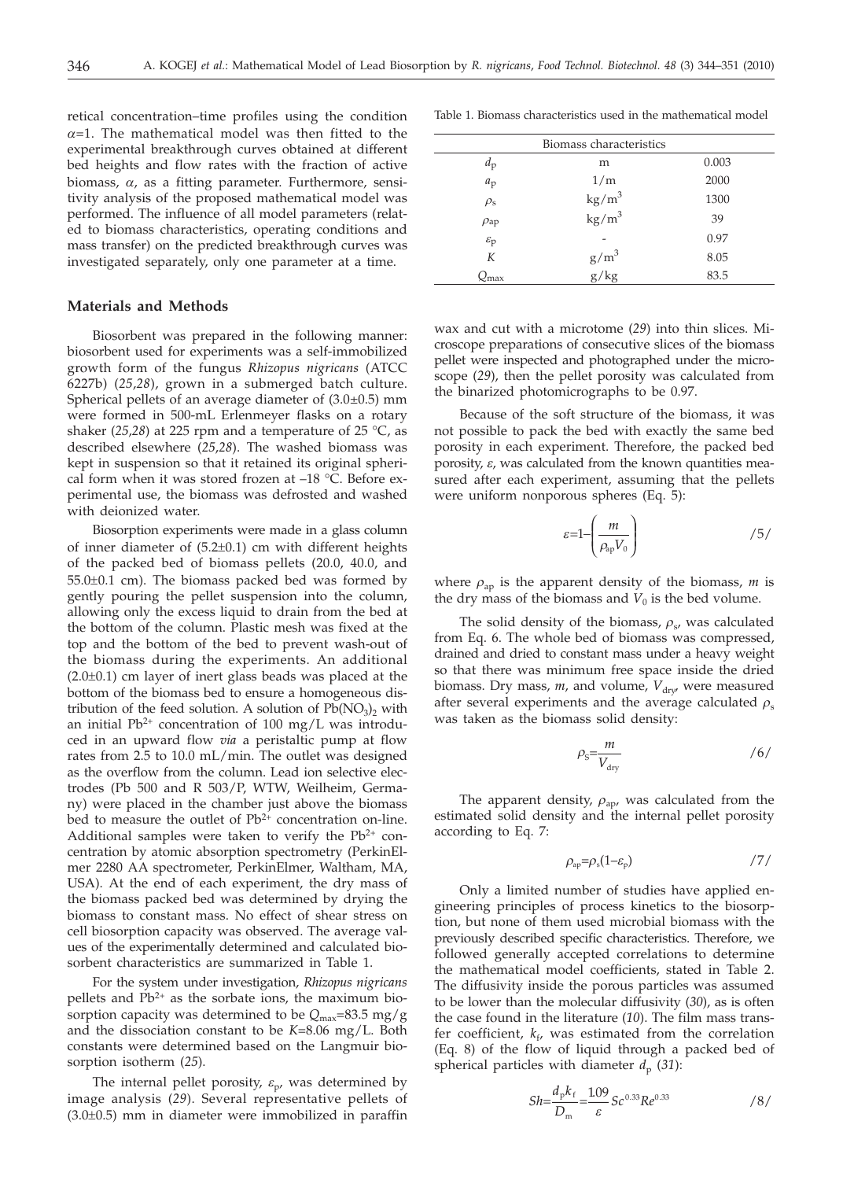retical concentration–time profiles using the condition $\alpha$=1. The mathematical model was then fitted to the experimental breakthrough curves obtained at different bed heights and flow rates with the fraction of active biomass, $\alpha$, as a fitting parameter. Furthermore, sensitivity analysis of the proposed mathematical model was performed. The influence of all model parameters (related to biomass characteristics, operating conditions and mass transfer) on the predicted breakthrough curves was investigated separately, only one parameter at a time.

## Materials and Methods

Biosorbent was prepared in the following manner: biosorbent used for experiments was a self-immobilized growth form of the fungus *Rhizopus nigricans* (ATCC 6227b) (*25,28*), grown in a submerged batch culture. Spherical pellets of an average diameter of (3.0±0.5) mm were formed in 500-mL Erlenmeyer flasks on a rotary shaker (*25,28*) at 225 rpm and a temperature of 25 °C, as described elsewhere (*25,28*). The washed biomass was kept in suspension so that it retained its original spherical form when it was stored frozen at –18 °C. Before experimental use, the biomass was defrosted and washed with deionized water.

Biosorption experiments were made in a glass column of inner diameter of (5.2±0.1) cm with different heights of the packed bed of biomass pellets (20.0, 40.0, and 55.0±0.1 cm). The biomass packed bed was formed by gently pouring the pellet suspension into the column, allowing only the excess liquid to drain from the bed at the bottom of the column. Plastic mesh was fixed at the top and the bottom of the bed to prevent wash-out of the biomass during the experiments. An additional (2.0±0.1) cm layer of inert glass beads was placed at the bottom of the biomass bed to ensure a homogeneous distribution of the feed solution. A solution of $Pb(NO_3)_2$ with an initial $Pb^{2+}$ concentration of 100 mg/L was introduced in an upward flow *via* a peristaltic pump at flow rates from 2.5 to 10.0 mL/min. The outlet was designed as the overflow from the column. Lead ion selective electrodes (Pb 500 and R 503/P, WTW, Weilheim, Germany) were placed in the chamber just above the biomass bed to measure the outlet of $Pb^{2+}$ concentration on-line. Additional samples were taken to verify the $Pb^{2+}$ concentration by atomic absorption spectrometry (PerkinElmer 2280 AA spectrometer, PerkinElmer, Waltham, MA, USA). At the end of each experiment, the dry mass of the biomass packed bed was determined by drying the biomass to constant mass. No effect of shear stress on cell biosorption capacity was observed. The average values of the experimentally determined and calculated biosorbent characteristics are summarized in Table 1.

For the system under investigation, *Rhizopus nigricans* pellets and $Pb^{2+}$ as the sorbate ions, the maximum biosorption capacity was determined to be $Q_{max}$=83.5 mg/g and the dissociation constant to be $K$=8.06 mg/L. Both constants were determined based on the Langmuir biosorption isotherm (*25*).

The internal pellet porosity, $\varepsilon_p$, was determined by image analysis (*29*). Several representative pellets of (3.0±0.5) mm in diameter were immobilized in paraffin wax and cut with a microtome (*29*) into thin slices. Microscope preparations of consecutive slices of the biomass pellet were inspected and photographed under the microscope (*29*), then the pellet porosity was calculated from the binarized photomicrographs to be 0.97.

Table 1. Biomass characteristics used in the mathematical model

| Biomass characteristics | | |
|---|---|---|
| $d_p$ | m | 0.003 |
| $a_p$ | 1/m | 2000 |
| $\rho_s$ | $kg/m^3$ | 1300 |
| $\rho_{ap}$ | $kg/m^3$ | 39 |
| $\varepsilon_p$ | - | 0.97 |
| $K$ | $g/m^3$ | 8.05 |
| $Q_{max}$ | g/kg | 83.5 |

Because of the soft structure of the biomass, it was not possible to pack the bed with exactly the same bed porosity in each experiment. Therefore, the packed bed porosity, $\varepsilon$, was calculated from the known quantities measured after each experiment, assuming that the pellets were uniform nonporous spheres (Eq. 5):

$$\varepsilon=1-\left(\frac{m}{\rho_{ap}V_0}\right) \qquad /5/$$

where $\rho_{ap}$ is the apparent density of the biomass, $m$ is the dry mass of the biomass and $V_0$ is the bed volume.

The solid density of the biomass, $\rho_s$, was calculated from Eq. 6. The whole bed of biomass was compressed, drained and dried to constant mass under a heavy weight so that there was minimum free space inside the dried biomass. Dry mass, $m$, and volume, $V_{dry}$, were measured after several experiments and the average calculated $\rho_s$ was taken as the biomass solid density:

$$\rho_S=\frac{m}{V_{dry}} \qquad /6/$$

The apparent density, $\rho_{ap}$, was calculated from the estimated solid density and the internal pellet porosity according to Eq. 7:

$$\rho_{ap}=\rho_s(1-\varepsilon_p) \qquad /7/$$

Only a limited number of studies have applied engineering principles of process kinetics to the biosorption, but none of them used microbial biomass with the previously described specific characteristics. Therefore, we followed generally accepted correlations to determine the mathematical model coefficients, stated in Table 2. The diffusivity inside the porous particles was assumed to be lower than the molecular diffusivity (*30*), as is often the case found in the literature (*10*). The film mass transfer coefficient, $k_f$, was estimated from the correlation (Eq. 8) of the flow of liquid through a packed bed of spherical particles with diameter $d_p$ (*31*):

$$Sh=\frac{d_p k_f}{D_m}=\frac{1.09}{\varepsilon}Sc^{0.33}Re^{0.33} \qquad /8/$$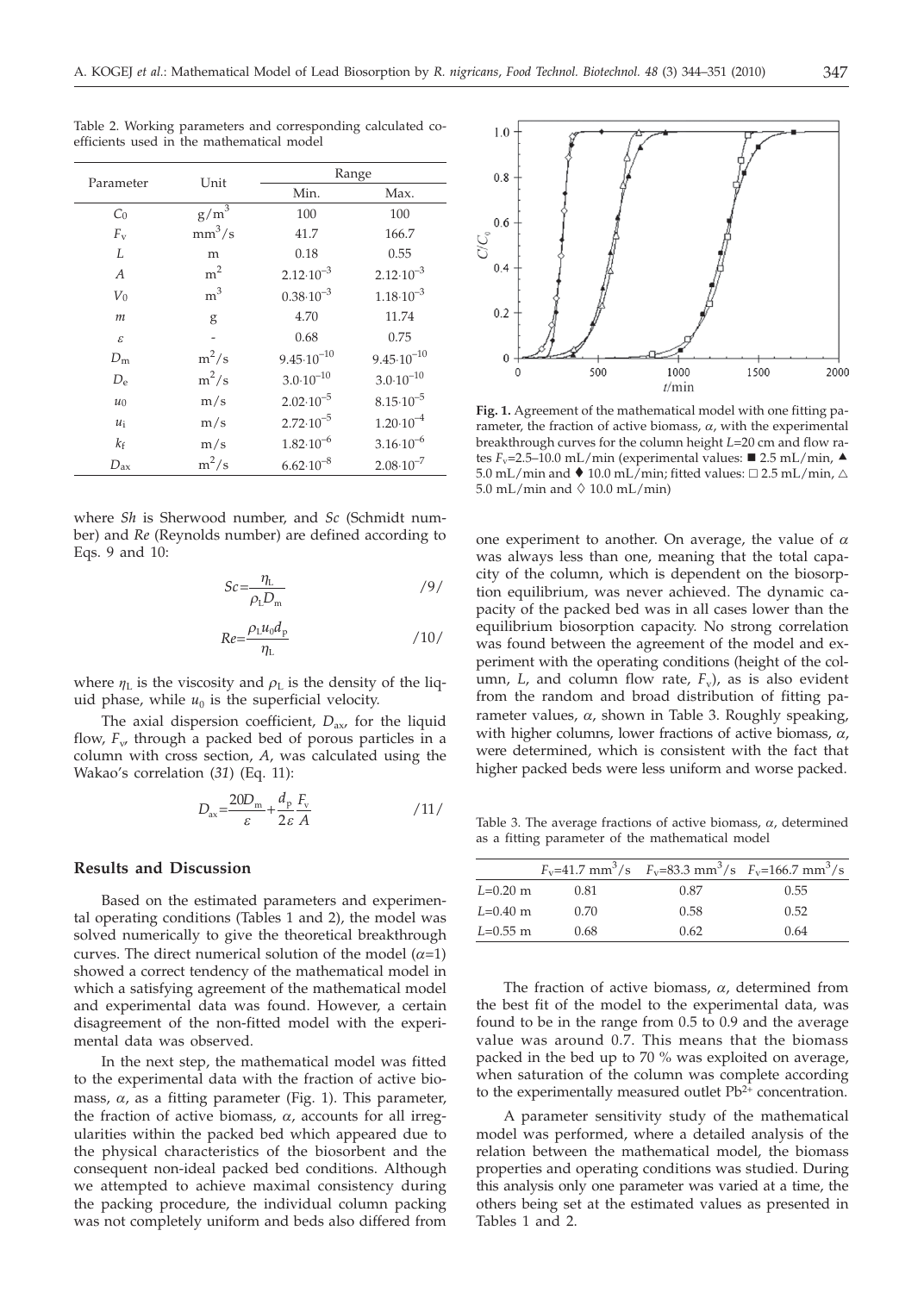Table 2. Working parameters and corresponding calculated coefficients used in the mathematical model

| Parameter | Unit | Range | |
|---|---|---|---|
| | | Min. | Max. |
| $C_0$ | $g/m^3$ | 100 | 100 |
| $F_v$ | $mm^3/s$ | 41.7 | 166.7 |
| $L$ | m | 0.18 | 0.55 |
| $A$ | $m^2$ | $2.12{\cdot}10^{-3}$ | $2.12{\cdot}10^{-3}$ |
| $V_0$ | $m^3$ | $0.38{\cdot}10^{-3}$ | $1.18{\cdot}10^{-3}$ |
| $m$ | g | 4.70 | 11.74 |
| $\varepsilon$ | - | 0.68 | 0.75 |
| $D_m$ | $m^2/s$ | $9.45{\cdot}10^{-10}$ | $9.45{\cdot}10^{-10}$ |
| $D_e$ | $m^2/s$ | $3.0{\cdot}10^{-10}$ | $3.0{\cdot}10^{-10}$ |
| $u_0$ | m/s | $2.02{\cdot}10^{-5}$ | $8.15{\cdot}10^{-5}$ |
| $u_i$ | m/s | $2.72{\cdot}10^{-5}$ | $1.20{\cdot}10^{-4}$ |
| $k_f$ | m/s | $1.82{\cdot}10^{-6}$ | $3.16{\cdot}10^{-6}$ |
| $D_{ax}$ | $m^2/s$ | $6.62{\cdot}10^{-8}$ | $2.08{\cdot}10^{-7}$ |

where *Sh* is Sherwood number, and *Sc* (Schmidt number) and *Re* (Reynolds number) are defined according to Eqs. 9 and 10:

$$Sc=\frac{\eta_L}{\rho_L D_m} \qquad /9/$$

$$Re=\frac{\rho_L u_0 d_p}{\eta_L} \qquad /10/$$

where $\eta_L$ is the viscosity and $\rho_L$ is the density of the liquid phase, while $u_0$ is the superficial velocity.

The axial dispersion coefficient, $D_{ax}$, for the liquid flow, $F_v$, through a packed bed of porous particles in a column with cross section, $A$, was calculated using the Wakao's correlation (*31*) (Eq. 11):

$$D_{ax}=\frac{20D_m}{\varepsilon}+\frac{d_p}{2\varepsilon}\frac{F_v}{A} \qquad /11/$$

## Results and Discussion

Based on the estimated parameters and experimental operating conditions (Tables 1 and 2), the model was solved numerically to give the theoretical breakthrough curves. The direct numerical solution of the model ($\alpha$=1) showed a correct tendency of the mathematical model in which a satisfying agreement of the mathematical model and experimental data was found. However, a certain disagreement of the non-fitted model with the experimental data was observed.

In the next step, the mathematical model was fitted to the experimental data with the fraction of active biomass, $\alpha$, as a fitting parameter (Fig. 1). This parameter, the fraction of active biomass, $\alpha$, accounts for all irregularities within the packed bed which appeared due to the physical characteristics of the biosorbent and the consequent non-ideal packed bed conditions. Although we attempted to achieve maximal consistency during the packing procedure, the individual column packing was not completely uniform and beds also differed from one experiment to another. On average, the value of $\alpha$ was always less than one, meaning that the total capacity of the column, which is dependent on the biosorption equilibrium, was never achieved. The dynamic capacity of the packed bed was in all cases lower than the equilibrium biosorption capacity. No strong correlation was found between the agreement of the model and experiment with the operating conditions (height of the column, $L$, and column flow rate, $F_v$), as is also evident from the random and broad distribution of fitting parameter values, $\alpha$, shown in Table 3. Roughly speaking, with higher columns, lower fractions of active biomass, $\alpha$, were determined, which is consistent with the fact that higher packed beds were less uniform and worse packed.

**Fig. 1.** Agreement of the mathematical model with one fitting parameter, the fraction of active biomass, $\alpha$, with the experimental breakthrough curves for the column height $L$=20 cm and flow rates $F_v$=2.5–10.0 mL/min (experimental values: ■ 2.5 mL/min, ▲ 5.0 mL/min and ♦ 10.0 mL/min; fitted values: □ 2.5 mL/min, △ 5.0 mL/min and ◊ 10.0 mL/min)

Table 3. The average fractions of active biomass, $\alpha$, determined as a fitting parameter of the mathematical model

| | $F_v$=41.7 $mm^3/s$ | $F_v$=83.3 $mm^3/s$ | $F_v$=166.7 $mm^3/s$ |
|---|---|---|---|
| $L$=0.20 m | 0.81 | 0.87 | 0.55 |
| $L$=0.40 m | 0.70 | 0.58 | 0.52 |
| $L$=0.55 m | 0.68 | 0.62 | 0.64 |

The fraction of active biomass, $\alpha$, determined from the best fit of the model to the experimental data, was found to be in the range from 0.5 to 0.9 and the average value was around 0.7. This means that the biomass packed in the bed up to 70 % was exploited on average, when saturation of the column was complete according to the experimentally measured outlet $Pb^{2+}$ concentration.

A parameter sensitivity study of the mathematical model was performed, where a detailed analysis of the relation between the mathematical model, the biomass properties and operating conditions was studied. During this analysis only one parameter was varied at a time, the others being set at the estimated values as presented in Tables 1 and 2.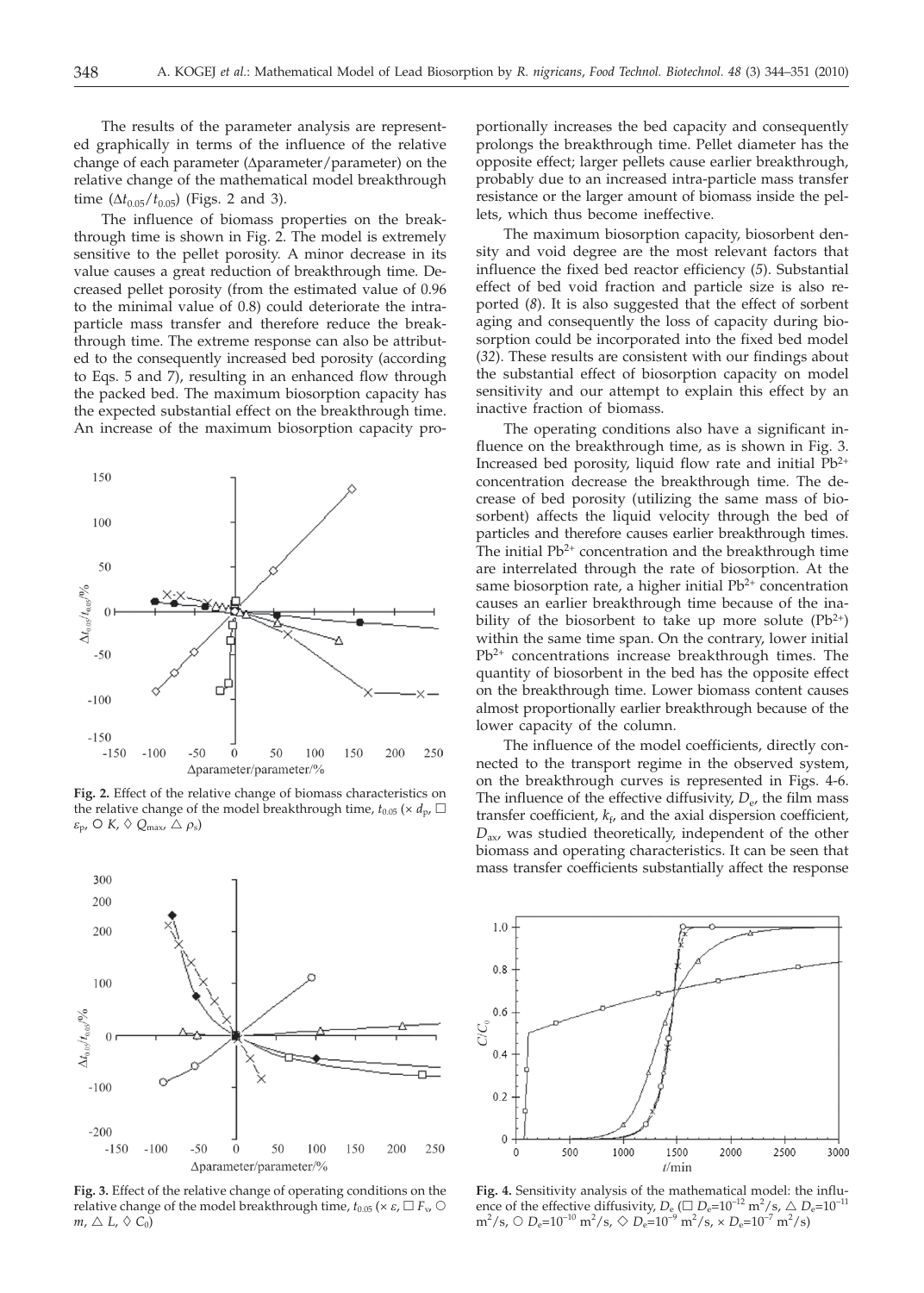The results of the parameter analysis are represented graphically in terms of the influence of the relative change of each parameter (Δparameter/parameter) on the relative change of the mathematical model breakthrough time ($\Delta t_{0.05}/t_{0.05}$) (Figs. 2 and 3).

The influence of biomass properties on the breakthrough time is shown in Fig. 2. The model is extremely sensitive to the pellet porosity. A minor decrease in its value causes a great reduction of breakthrough time. Decreased pellet porosity (from the estimated value of 0.96 to the minimal value of 0.8) could deteriorate the intra-particle mass transfer and therefore reduce the breakthrough time. The extreme response can also be attributed to the consequently increased bed porosity (according to Eqs. 5 and 7), resulting in an enhanced flow through the packed bed. The maximum biosorption capacity has the expected substantial effect on the breakthrough time. An increase of the maximum biosorption capacity proportionally increases the bed capacity and consequently prolongs the breakthrough time. Pellet diameter has the opposite effect; larger pellets cause earlier breakthrough, probably due to an increased intra-particle mass transfer resistance or the larger amount of biomass inside the pellets, which thus become ineffective.

**Fig. 2.** Effect of the relative change of biomass characteristics on the relative change of the model breakthrough time, $t_{0.05}$ (× $d_p$, □ $\varepsilon_p$, ○ $K$, ◇ $Q_{max}$, △ $\rho_s$)

**Fig. 3.** Effect of the relative change of operating conditions on the relative change of the model breakthrough time, $t_{0.05}$ (× $\varepsilon$, □ $F_v$, ○ $m$, △ $L$, ◇ $C_0$)

The maximum biosorption capacity, biosorbent density and void degree are the most relevant factors that influence the fixed bed reactor efficiency (5). Substantial effect of bed void fraction and particle size is also reported (8). It is also suggested that the effect of sorbent aging and consequently the loss of capacity during biosorption could be incorporated into the fixed bed model (32). These results are consistent with our findings about the substantial effect of biosorption capacity on model sensitivity and our attempt to explain this effect by an inactive fraction of biomass.

The operating conditions also have a significant influence on the breakthrough time, as is shown in Fig. 3. Increased bed porosity, liquid flow rate and initial $Pb^{2+}$ concentration decrease the breakthrough time. The decrease of bed porosity (utilizing the same mass of biosorbent) affects the liquid velocity through the bed of particles and therefore causes earlier breakthrough times. The initial $Pb^{2+}$ concentration and the breakthrough time are interrelated through the rate of biosorption. At the same biosorption rate, a higher initial $Pb^{2+}$ concentration causes an earlier breakthrough time because of the inability of the biosorbent to take up more solute ($Pb^{2+}$) within the same time span. On the contrary, lower initial $Pb^{2+}$ concentrations increase breakthrough times. The quantity of biosorbent in the bed has the opposite effect on the breakthrough time. Lower biomass content causes almost proportionally earlier breakthrough because of the lower capacity of the column.

The influence of the model coefficients, directly connected to the transport regime in the observed system, on the breakthrough curves is represented in Figs. 4-6. The influence of the effective diffusivity, $D_e$, the film mass transfer coefficient, $k_f$, and the axial dispersion coefficient, $D_{ax}$, was studied theoretically, independent of the other biomass and operating characteristics. It can be seen that mass transfer coefficients substantially affect the response

**Fig. 4.** Sensitivity analysis of the mathematical model: the influence of the effective diffusivity, $D_e$ (□ $D_e=10^{-12}$ m$^2$/s, △ $D_e=10^{-11}$ m$^2$/s, ○ $D_e=10^{-10}$ m$^2$/s, ◇ $D_e=10^{-9}$ m$^2$/s, × $D_e=10^{-7}$ m$^2$/s)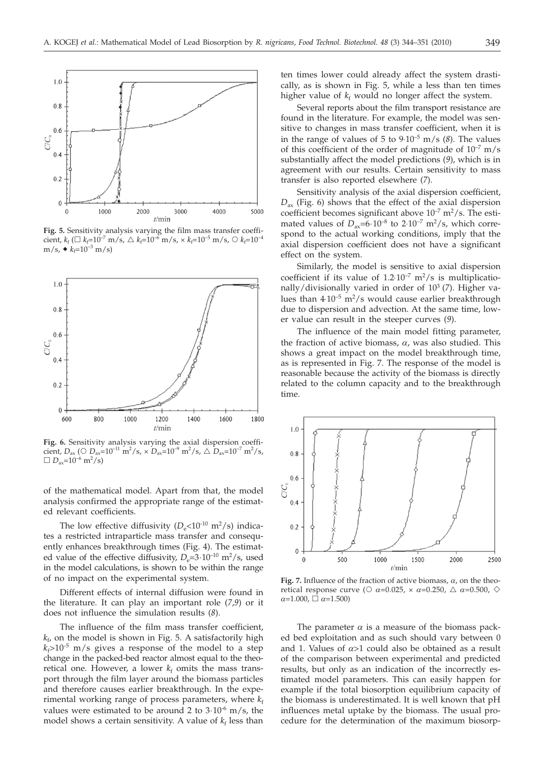**Fig. 5.** Sensitivity analysis varying the film mass transfer coefficient, $k_f$ (□ $k_f$=$10^{-7}$ m/s, △ $k_f$=$10^{-6}$ m/s, × $k_f$=$10^{-5}$ m/s, ○ $k_f$=$10^{-4}$ m/s, ◆ $k_f$=$10^{-3}$ m/s)

**Fig. 6.** Sensitivity analysis varying the axial dispersion coefficient, $D_{ax}$ (○ $D_{ax}$=$10^{-11}$ m$^2$/s, × $D_{ax}$=$10^{-9}$ m$^2$/s, △ $D_{ax}$=$10^{-7}$ m$^2$/s, □ $D_{ax}$=$10^{-6}$ m$^2$/s)

of the mathematical model. Apart from that, the model analysis confirmed the appropriate range of the estimated relevant coefficients.

The low effective diffusivity ($D_e$<$10^{-10}$ m$^2$/s) indicates a restricted intraparticle mass transfer and consequently enhances breakthrough times (Fig. 4). The estimated value of the effective diffusivity, $D_e$=3·$10^{-10}$ m$^2$/s, used in the model calculations, is shown to be within the range of no impact on the experimental system.

Different effects of internal diffusion were found in the literature. It can play an important role (*7,9*) or it does not influence the simulation results (*8*).

The influence of the film mass transfer coefficient, $k_f$, on the model is shown in Fig. 5. A satisfactorily high $k_f$>$10^{-5}$ m/s gives a response of the model to a step change in the packed-bed reactor almost equal to the theoretical one. However, a lower $k_f$ omits the mass transport through the film layer around the biomass particles and therefore causes earlier breakthrough. In the experimental working range of process parameters, where $k_f$ values were estimated to be around 2 to 3·$10^{-6}$ m/s, the model shows a certain sensitivity. A value of $k_f$ less than ten times lower could already affect the system drastically, as is shown in Fig. 5, while a less than ten times higher value of $k_f$ would no longer affect the system.

Several reports about the film transport resistance are found in the literature. For example, the model was sensitive to changes in mass transfer coefficient, when it is in the range of values of 5 to 9·$10^{-5}$ m/s (*8*). The values of this coefficient of the order of magnitude of $10^{-7}$ m/s substantially affect the model predictions (*9*), which is in agreement with our results. Certain sensitivity to mass transfer is also reported elsewhere (*7*).

Sensitivity analysis of the axial dispersion coefficient, $D_{ax}$ (Fig. 6) shows that the effect of the axial dispersion coefficient becomes significant above $10^{-7}$ m$^2$/s. The estimated values of $D_{ax}$=6·$10^{-8}$ to 2·$10^{-7}$ m$^2$/s, which correspond to the actual working conditions, imply that the axial dispersion coefficient does not have a significant effect on the system.

Similarly, the model is sensitive to axial dispersion coefficient if its value of 1.2·$10^{-7}$ m$^2$/s is multiplicationally/divisionally varied in order of $10^3$ (*7*). Higher values than 4·$10^{-5}$ m$^2$/s would cause earlier breakthrough due to dispersion and advection. At the same time, lower value can result in the steeper curves (*9*).

The influence of the main model fitting parameter, the fraction of active biomass, $\alpha$, was also studied. This shows a great impact on the model breakthrough time, as is represented in Fig. 7. The response of the model is reasonable because the activity of the biomass is directly related to the column capacity and to the breakthrough time.

**Fig. 7.** Influence of the fraction of active biomass, $\alpha$, on the theoretical response curve (○ $\alpha$=0.025, × $\alpha$=0.250, △ $\alpha$=0.500, ◇ $\alpha$=1.000, □ $\alpha$=1.500)

The parameter $\alpha$ is a measure of the biomass packed bed exploitation and as such should vary between 0 and 1. Values of $\alpha$>1 could also be obtained as a result of the comparison between experimental and predicted results, but only as an indication of the incorrectly estimated model parameters. This can easily happen for example if the total biosorption equilibrium capacity of the biomass is underestimated. It is well known that pH influences metal uptake by the biomass. The usual procedure for the determination of the maximum biosorp-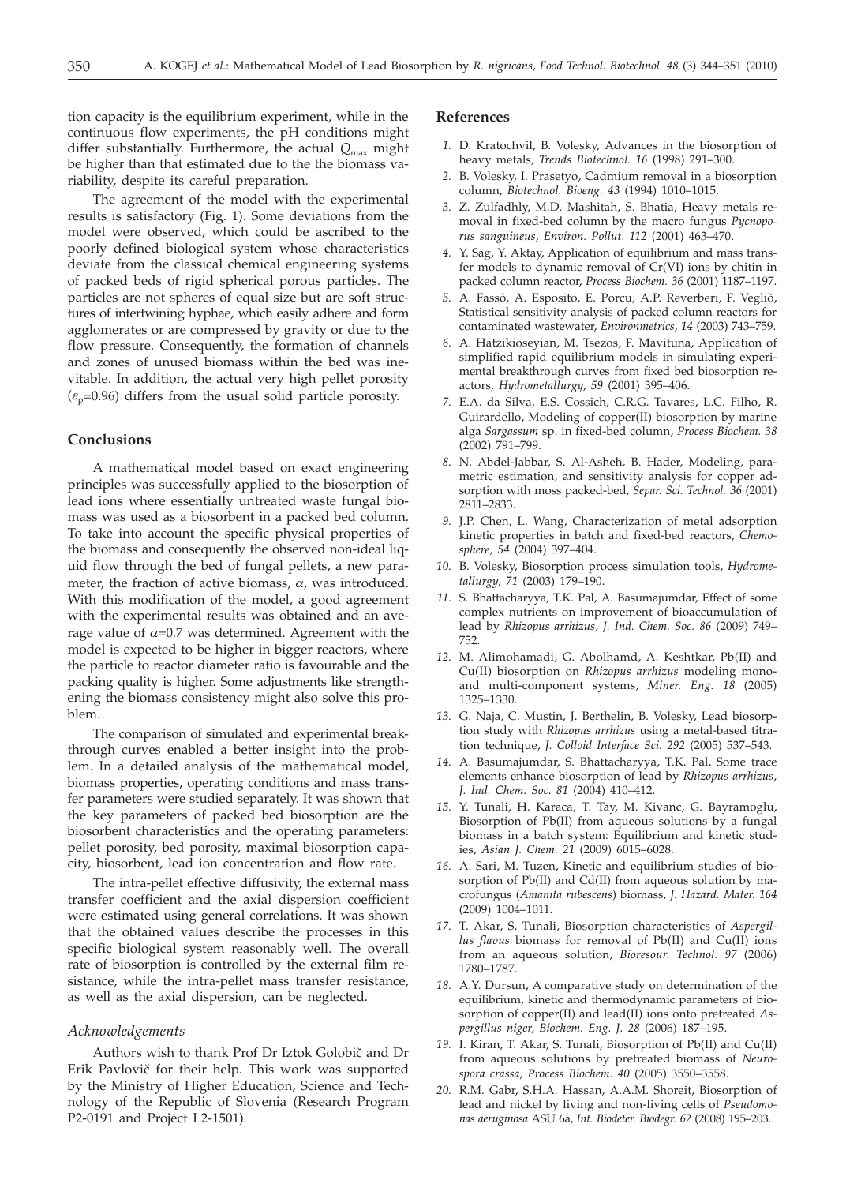tion capacity is the equilibrium experiment, while in the continuous flow experiments, the pH conditions might differ substantially. Furthermore, the actual $Q_{max}$ might be higher than that estimated due to the the biomass variability, despite its careful preparation.

The agreement of the model with the experimental results is satisfactory (Fig. 1). Some deviations from the model were observed, which could be ascribed to the poorly defined biological system whose characteristics deviate from the classical chemical engineering systems of packed beds of rigid spherical porous particles. The particles are not spheres of equal size but are soft structures of intertwining hyphae, which easily adhere and form agglomerates or are compressed by gravity or due to the flow pressure. Consequently, the formation of channels and zones of unused biomass within the bed was inevitable. In addition, the actual very high pellet porosity ($\varepsilon_p$=0.96) differs from the usual solid particle porosity.

## Conclusions

A mathematical model based on exact engineering principles was successfully applied to the biosorption of lead ions where essentially untreated waste fungal biomass was used as a biosorbent in a packed bed column. To take into account the specific physical properties of the biomass and consequently the observed non-ideal liquid flow through the bed of fungal pellets, a new parameter, the fraction of active biomass, $\alpha$, was introduced. With this modification of the model, a good agreement with the experimental results was obtained and an average value of $\alpha$=0.7 was determined. Agreement with the model is expected to be higher in bigger reactors, where the particle to reactor diameter ratio is favourable and the packing quality is higher. Some adjustments like strengthening the biomass consistency might also solve this problem.

The comparison of simulated and experimental breakthrough curves enabled a better insight into the problem. In a detailed analysis of the mathematical model, biomass properties, operating conditions and mass transfer parameters were studied separately. It was shown that the key parameters of packed bed biosorption are the biosorbent characteristics and the operating parameters: pellet porosity, bed porosity, maximal biosorption capacity, biosorbent, lead ion concentration and flow rate.

The intra-pellet effective diffusivity, the external mass transfer coefficient and the axial dispersion coefficient were estimated using general correlations. It was shown that the obtained values describe the processes in this specific biological system reasonably well. The overall rate of biosorption is controlled by the external film resistance, while the intra-pellet mass transfer resistance, as well as the axial dispersion, can be neglected.

### *Acknowledgements*

Authors wish to thank Prof Dr Iztok Golobič and Dr Erik Pavlovič for their help. This work was supported by the Ministry of Higher Education, Science and Technology of the Republic of Slovenia (Research Program P2-0191 and Project L2-1501).

## References

1. D. Kratochvil, B. Volesky, Advances in the biosorption of heavy metals, *Trends Biotechnol. 16* (1998) 291–300.
2. B. Volesky, I. Prasetyo, Cadmium removal in a biosorption column, *Biotechnol. Bioeng. 43* (1994) 1010–1015.
3. Z. Zulfadhly, M.D. Mashitah, S. Bhatia, Heavy metals removal in fixed-bed column by the macro fungus *Pycnoporus sanguineus*, *Environ. Pollut. 112* (2001) 463–470.
4. Y. Sag, Y. Aktay, Application of equilibrium and mass transfer models to dynamic removal of Cr(VI) ions by chitin in packed column reactor, *Process Biochem. 36* (2001) 1187–1197.
5. A. Fassò, A. Esposito, E. Porcu, A.P. Reverberi, F. Vegliò, Statistical sensitivity analysis of packed column reactors for contaminated wastewater, *Environmetrics*, *14* (2003) 743–759.
6. A. Hatzikioseyian, M. Tsezos, F. Mavituna, Application of simplified rapid equilibrium models in simulating experimental breakthrough curves from fixed bed biosorption reactors, *Hydrometallurgy*, *59* (2001) 395–406.
7. E.A. da Silva, E.S. Cossich, C.R.G. Tavares, L.C. Filho, R. Guirardello, Modeling of copper(II) biosorption by marine alga *Sargassum* sp. in fixed-bed column, *Process Biochem. 38* (2002) 791–799.
8. N. Abdel-Jabbar, S. Al-Asheh, B. Hader, Modeling, parametric estimation, and sensitivity analysis for copper adsorption with moss packed-bed, *Separ. Sci. Technol. 36* (2001) 2811–2833.
9. J.P. Chen, L. Wang, Characterization of metal adsorption kinetic properties in batch and fixed-bed reactors, *Chemosphere*, *54* (2004) 397–404.
10. B. Volesky, Biosorption process simulation tools, *Hydrometallurgy*, *71* (2003) 179–190.
11. S. Bhattacharyya, T.K. Pal, A. Basumajumdar, Effect of some complex nutrients on improvement of bioaccumulation of lead by *Rhizopus arrhizus*, *J. Ind. Chem. Soc. 86* (2009) 749–752.
12. M. Alimohamadi, G. Abolhamd, A. Keshtkar, Pb(II) and Cu(II) biosorption on *Rhizopus arrhizus* modeling mono- and multi-component systems, *Miner. Eng. 18* (2005) 1325–1330.
13. G. Naja, C. Mustin, J. Berthelin, B. Volesky, Lead biosorption study with *Rhizopus arrhizus* using a metal-based titration technique, *J. Colloid Interface Sci. 292* (2005) 537–543.
14. A. Basumajumdar, S. Bhattacharyya, T.K. Pal, Some trace elements enhance biosorption of lead by *Rhizopus arrhizus*, *J. Ind. Chem. Soc. 81* (2004) 410–412.
15. Y. Tunali, H. Karaca, T. Tay, M. Kivanc, G. Bayramoglu, Biosorption of Pb(II) from aqueous solutions by a fungal biomass in a batch system: Equilibrium and kinetic studies, *Asian J. Chem. 21* (2009) 6015–6028.
16. A. Sari, M. Tuzen, Kinetic and equilibrium studies of biosorption of Pb(II) and Cd(II) from aqueous solution by macrofungus (*Amanita rubescens*) biomass, *J. Hazard. Mater. 164* (2009) 1004–1011.
17. T. Akar, S. Tunali, Biosorption characteristics of *Aspergillus flavus* biomass for removal of Pb(II) and Cu(II) ions from an aqueous solution, *Bioresour. Technol. 97* (2006) 1780–1787.
18. A.Y. Dursun, A comparative study on determination of the equilibrium, kinetic and thermodynamic parameters of biosorption of copper(II) and lead(II) ions onto pretreated *Aspergillus niger*, *Biochem. Eng. J. 28* (2006) 187–195.
19. I. Kiran, T. Akar, S. Tunali, Biosorption of Pb(II) and Cu(II) from aqueous solutions by pretreated biomass of *Neurospora crassa*, *Process Biochem. 40* (2005) 3550–3558.
20. R.M. Gabr, S.H.A. Hassan, A.A.M. Shoreit, Biosorption of lead and nickel by living and non-living cells of *Pseudomonas aeruginosa* ASU 6a, *Int. Biodeter. Biodegr. 62* (2008) 195–203.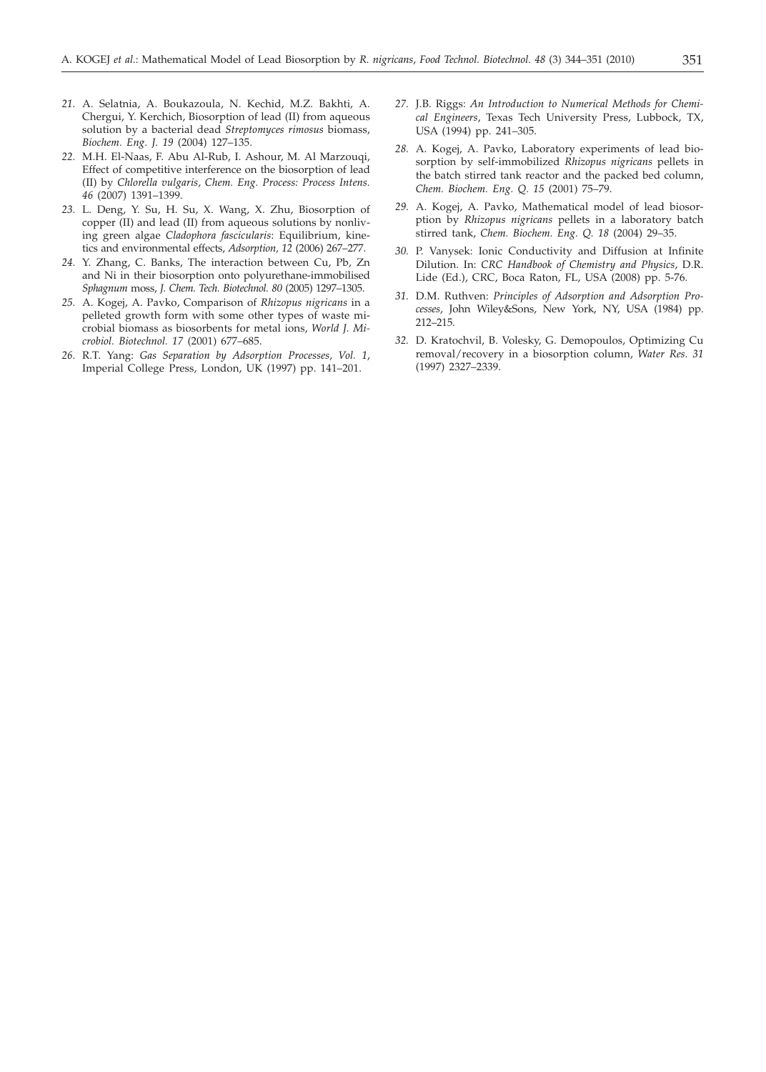21. A. Selatnia, A. Boukazoula, N. Kechid, M.Z. Bakhti, A. Chergui, Y. Kerchich, Biosorption of lead (II) from aqueous solution by a bacterial dead *Streptomyces rimosus* biomass, *Biochem. Eng. J. 19* (2004) 127–135.

22. M.H. El-Naas, F. Abu Al-Rub, I. Ashour, M. Al Marzouqi, Effect of competitive interference on the biosorption of lead (II) by *Chlorella vulgaris*, *Chem. Eng. Process: Process Intens. 46* (2007) 1391–1399.

23. L. Deng, Y. Su, H. Su, X. Wang, X. Zhu, Biosorption of copper (II) and lead (II) from aqueous solutions by nonliving green algae *Cladophora fascicularis*: Equilibrium, kinetics and environmental effects, *Adsorption, 12* (2006) 267–277.

24. Y. Zhang, C. Banks, The interaction between Cu, Pb, Zn and Ni in their biosorption onto polyurethane-immobilised *Sphagnum* moss, *J. Chem. Tech. Biotechnol. 80* (2005) 1297–1305.

25. A. Kogej, A. Pavko, Comparison of *Rhizopus nigricans* in a pelleted growth form with some other types of waste microbial biomass as biosorbents for metal ions, *World J. Microbiol. Biotechnol. 17* (2001) 677–685.

26. R.T. Yang: *Gas Separation by Adsorption Processes*, *Vol. 1*, Imperial College Press, London, UK (1997) pp. 141–201.

27. J.B. Riggs: *An Introduction to Numerical Methods for Chemical Engineers*, Texas Tech University Press, Lubbock, TX, USA (1994) pp. 241–305.

28. A. Kogej, A. Pavko, Laboratory experiments of lead biosorption by self-immobilized *Rhizopus nigricans* pellets in the batch stirred tank reactor and the packed bed column, *Chem. Biochem. Eng. Q. 15* (2001) 75–79.

29. A. Kogej, A. Pavko, Mathematical model of lead biosorption by *Rhizopus nigricans* pellets in a laboratory batch stirred tank, *Chem. Biochem. Eng. Q. 18* (2004) 29–35.

30. P. Vanysek: Ionic Conductivity and Diffusion at Infinite Dilution. In: *CRC Handbook of Chemistry and Physics*, D.R. Lide (Ed.), CRC, Boca Raton, FL, USA (2008) pp. 5-76.

31. D.M. Ruthven: *Principles of Adsorption and Adsorption Processes*, John Wiley&Sons, New York, NY, USA (1984) pp. 212–215.

32. D. Kratochvil, B. Volesky, G. Demopoulos, Optimizing Cu removal/recovery in a biosorption column, *Water Res. 31* (1997) 2327–2339.